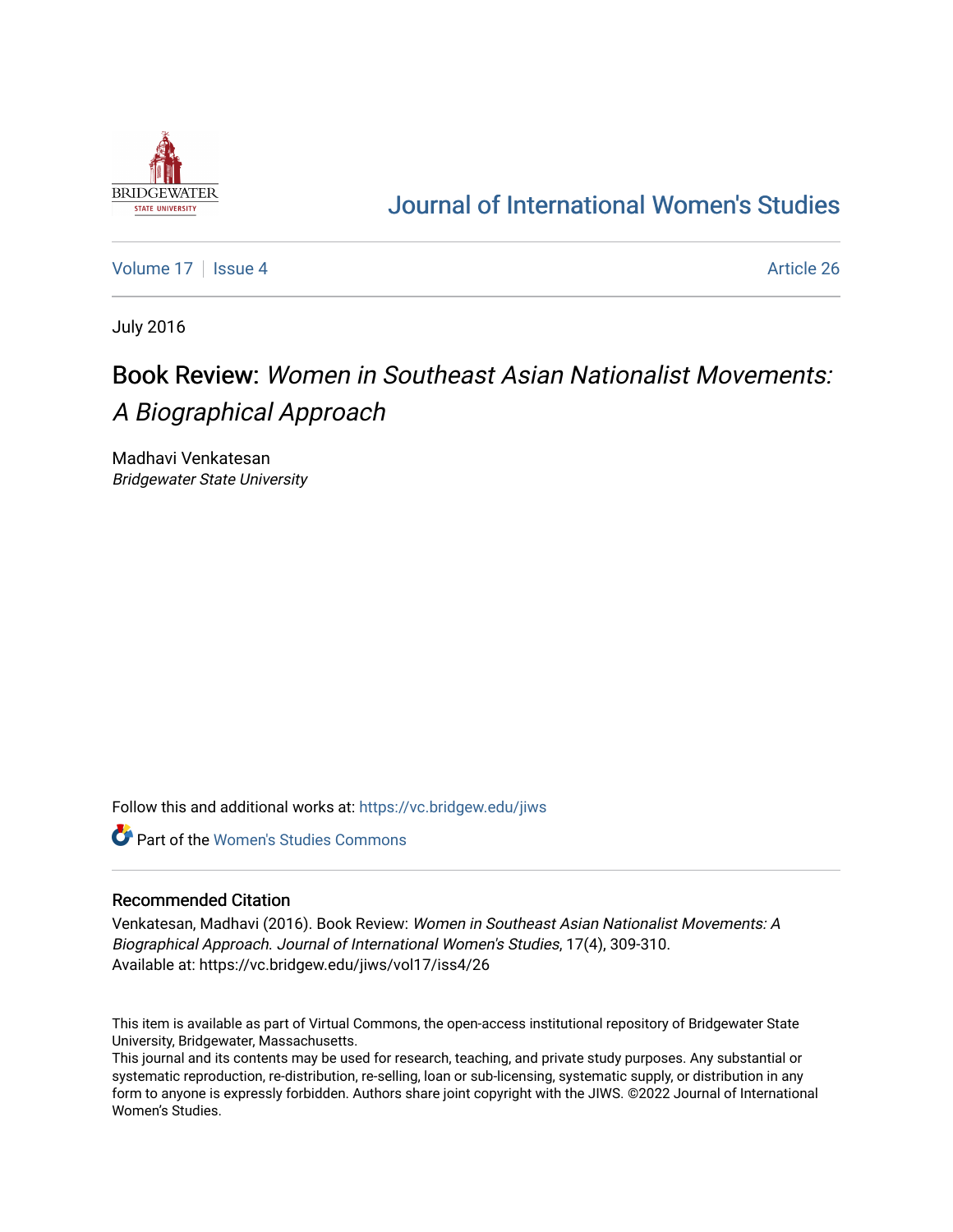# Journal of International Women's Studies

Volume 17 | Issue 4 | Article 26

July 2016

## Book Review: *Women in Southeast Asian Nationalist Movements: A Biographical Approach*

Madhavi Venkatesan
*Bridgewater State University*

Follow this and additional works at: https://vc.bridgew.edu/jiws

Part of the Women's Studies Commons

### Recommended Citation

Venkatesan, Madhavi (2016). Book Review: *Women in Southeast Asian Nationalist Movements: A Biographical Approach*. *Journal of International Women's Studies*, 17(4), 309-310.
Available at: https://vc.bridgew.edu/jiws/vol17/iss4/26

This item is available as part of Virtual Commons, the open-access institutional repository of Bridgewater State University, Bridgewater, Massachusetts.
This journal and its contents may be used for research, teaching, and private study purposes. Any substantial or systematic reproduction, re-distribution, re-selling, loan or sub-licensing, systematic supply, or distribution in any form to anyone is expressly forbidden. Authors share joint copyright with the JIWS. ©2022 Journal of International Women's Studies.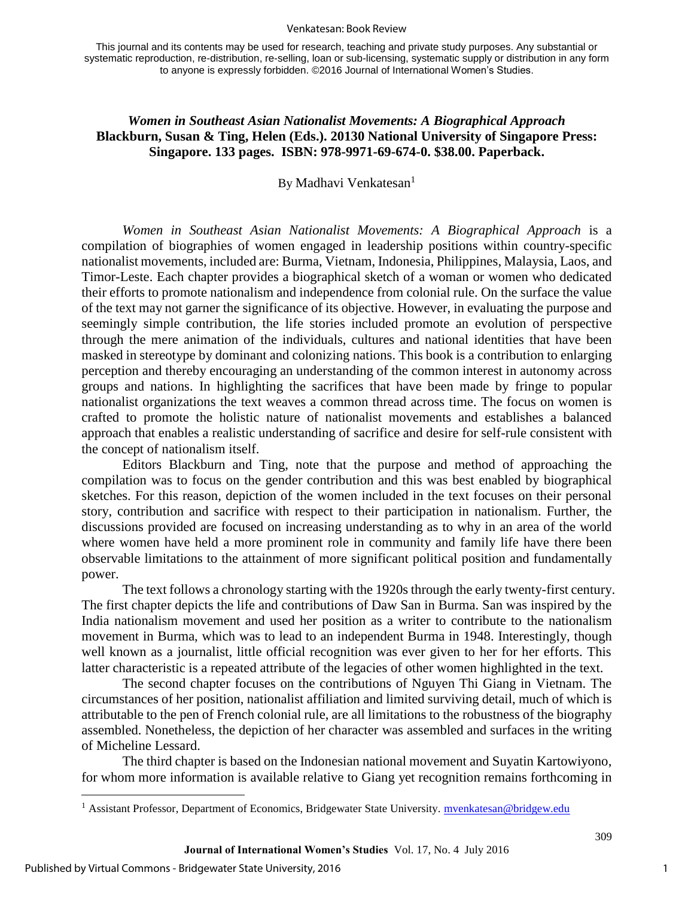This journal and its contents may be used for research, teaching and private study purposes. Any substantial or systematic reproduction, re-distribution, re-selling, loan or sub-licensing, systematic supply or distribution in any form to anyone is expressly forbidden. ©2016 Journal of International Women's Studies.

## *Women in Southeast Asian Nationalist Movements: A Biographical Approach*

**Blackburn, Susan & Ting, Helen (Eds.). 20130 National University of Singapore Press: Singapore. 133 pages. ISBN: 978-9971-69-674-0. $38.00. Paperback.**

By Madhavi Venkatesan[1]

*Women in Southeast Asian Nationalist Movements: A Biographical Approach* is a compilation of biographies of women engaged in leadership positions within country-specific nationalist movements, included are: Burma, Vietnam, Indonesia, Philippines, Malaysia, Laos, and Timor-Leste. Each chapter provides a biographical sketch of a woman or women who dedicated their efforts to promote nationalism and independence from colonial rule. On the surface the value of the text may not garner the significance of its objective. However, in evaluating the purpose and seemingly simple contribution, the life stories included promote an evolution of perspective through the mere animation of the individuals, cultures and national identities that have been masked in stereotype by dominant and colonizing nations. This book is a contribution to enlarging perception and thereby encouraging an understanding of the common interest in autonomy across groups and nations. In highlighting the sacrifices that have been made by fringe to popular nationalist organizations the text weaves a common thread across time. The focus on women is crafted to promote the holistic nature of nationalist movements and establishes a balanced approach that enables a realistic understanding of sacrifice and desire for self-rule consistent with the concept of nationalism itself.

Editors Blackburn and Ting, note that the purpose and method of approaching the compilation was to focus on the gender contribution and this was best enabled by biographical sketches. For this reason, depiction of the women included in the text focuses on their personal story, contribution and sacrifice with respect to their participation in nationalism. Further, the discussions provided are focused on increasing understanding as to why in an area of the world where women have held a more prominent role in community and family life have there been observable limitations to the attainment of more significant political position and fundamentally power.

The text follows a chronology starting with the 1920s through the early twenty-first century. The first chapter depicts the life and contributions of Daw San in Burma. San was inspired by the India nationalism movement and used her position as a writer to contribute to the nationalism movement in Burma, which was to lead to an independent Burma in 1948. Interestingly, though well known as a journalist, little official recognition was ever given to her for her efforts. This latter characteristic is a repeated attribute of the legacies of other women highlighted in the text.

The second chapter focuses on the contributions of Nguyen Thi Giang in Vietnam. The circumstances of her position, nationalist affiliation and limited surviving detail, much of which is attributable to the pen of French colonial rule, are all limitations to the robustness of the biography assembled. Nonetheless, the depiction of her character was assembled and surfaces in the writing of Micheline Lessard.

The third chapter is based on the Indonesian national movement and Suyatin Kartowiyono, for whom more information is available relative to Giang yet recognition remains forthcoming in

[1] Assistant Professor, Department of Economics, Bridgewater State University. mvenkatesan@bridgew.edu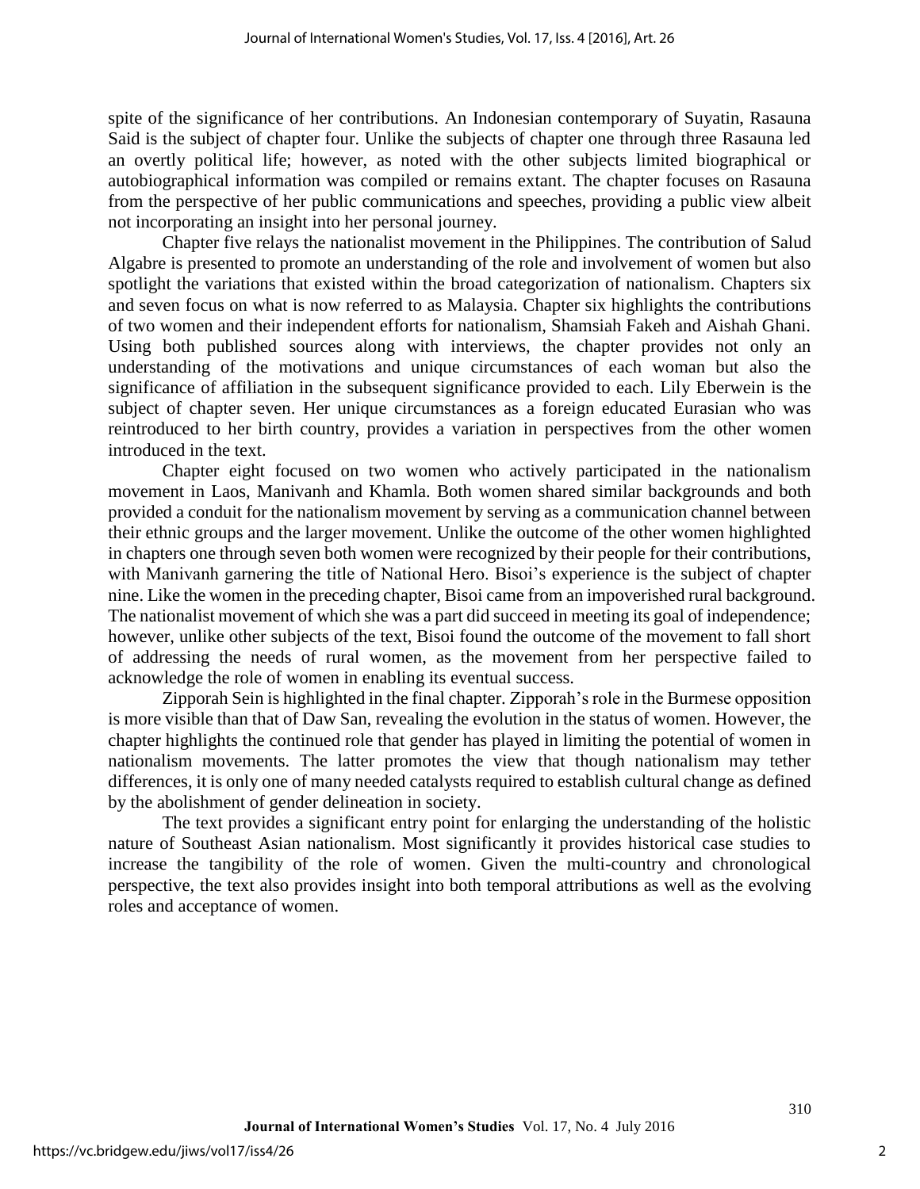spite of the significance of her contributions. An Indonesian contemporary of Suyatin, Rasauna Said is the subject of chapter four. Unlike the subjects of chapter one through three Rasauna led an overtly political life; however, as noted with the other subjects limited biographical or autobiographical information was compiled or remains extant. The chapter focuses on Rasauna from the perspective of her public communications and speeches, providing a public view albeit not incorporating an insight into her personal journey.

Chapter five relays the nationalist movement in the Philippines. The contribution of Salud Algabre is presented to promote an understanding of the role and involvement of women but also spotlight the variations that existed within the broad categorization of nationalism. Chapters six and seven focus on what is now referred to as Malaysia. Chapter six highlights the contributions of two women and their independent efforts for nationalism, Shamsiah Fakeh and Aishah Ghani. Using both published sources along with interviews, the chapter provides not only an understanding of the motivations and unique circumstances of each woman but also the significance of affiliation in the subsequent significance provided to each. Lily Eberwein is the subject of chapter seven. Her unique circumstances as a foreign educated Eurasian who was reintroduced to her birth country, provides a variation in perspectives from the other women introduced in the text.

Chapter eight focused on two women who actively participated in the nationalism movement in Laos, Manivanh and Khamla. Both women shared similar backgrounds and both provided a conduit for the nationalism movement by serving as a communication channel between their ethnic groups and the larger movement. Unlike the outcome of the other women highlighted in chapters one through seven both women were recognized by their people for their contributions, with Manivanh garnering the title of National Hero. Bisoi's experience is the subject of chapter nine. Like the women in the preceding chapter, Bisoi came from an impoverished rural background. The nationalist movement of which she was a part did succeed in meeting its goal of independence; however, unlike other subjects of the text, Bisoi found the outcome of the movement to fall short of addressing the needs of rural women, as the movement from her perspective failed to acknowledge the role of women in enabling its eventual success.

Zipporah Sein is highlighted in the final chapter. Zipporah's role in the Burmese opposition is more visible than that of Daw San, revealing the evolution in the status of women. However, the chapter highlights the continued role that gender has played in limiting the potential of women in nationalism movements. The latter promotes the view that though nationalism may tether differences, it is only one of many needed catalysts required to establish cultural change as defined by the abolishment of gender delineation in society.

The text provides a significant entry point for enlarging the understanding of the holistic nature of Southeast Asian nationalism. Most significantly it provides historical case studies to increase the tangibility of the role of women. Given the multi-country and chronological perspective, the text also provides insight into both temporal attributions as well as the evolving roles and acceptance of women.